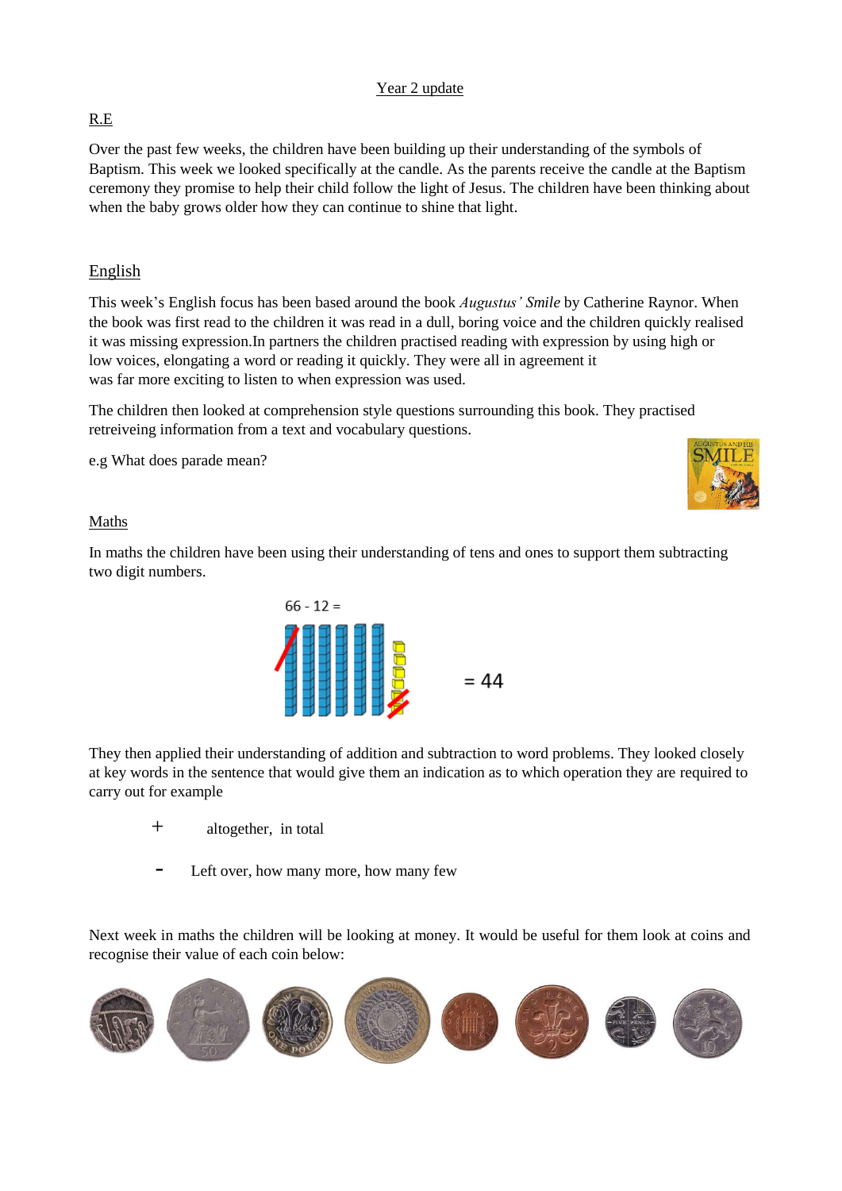# Year 2 update

## R.E

Over the past few weeks, the children have been building up their understanding of the symbols of Baptism. This week we looked specifically at the candle. As the parents receive the candle at the Baptism ceremony they promise to help their child follow the light of Jesus. The children have been thinking about when the baby grows older how they can continue to shine that light.

## English

This week's English focus has been based around the book *Augustus' Smile* by Catherine Raynor. When the book was first read to the children it was read in a dull, boring voice and the children quickly realised it was missing expression.In partners the children practised reading with expression by using high or low voices, elongating a word or reading it quickly. They were all in agreement it was far more exciting to listen to when expression was used.

The children then looked at comprehension style questions surrounding this book. They practised retreiveing information from a text and vocabulary questions.

e.g What does parade mean?

## Maths

In maths the children have been using their understanding of tens and ones to support them subtracting two digit numbers.

66 - 12 =

= 44

They then applied their understanding of addition and subtraction to word problems. They looked closely at key words in the sentence that would give them an indication as to which operation they are required to carry out for example

+ altogether, in total

- Left over, how many more, how many few

Next week in maths the children will be looking at money. It would be useful for them look at coins and recognise their value of each coin below: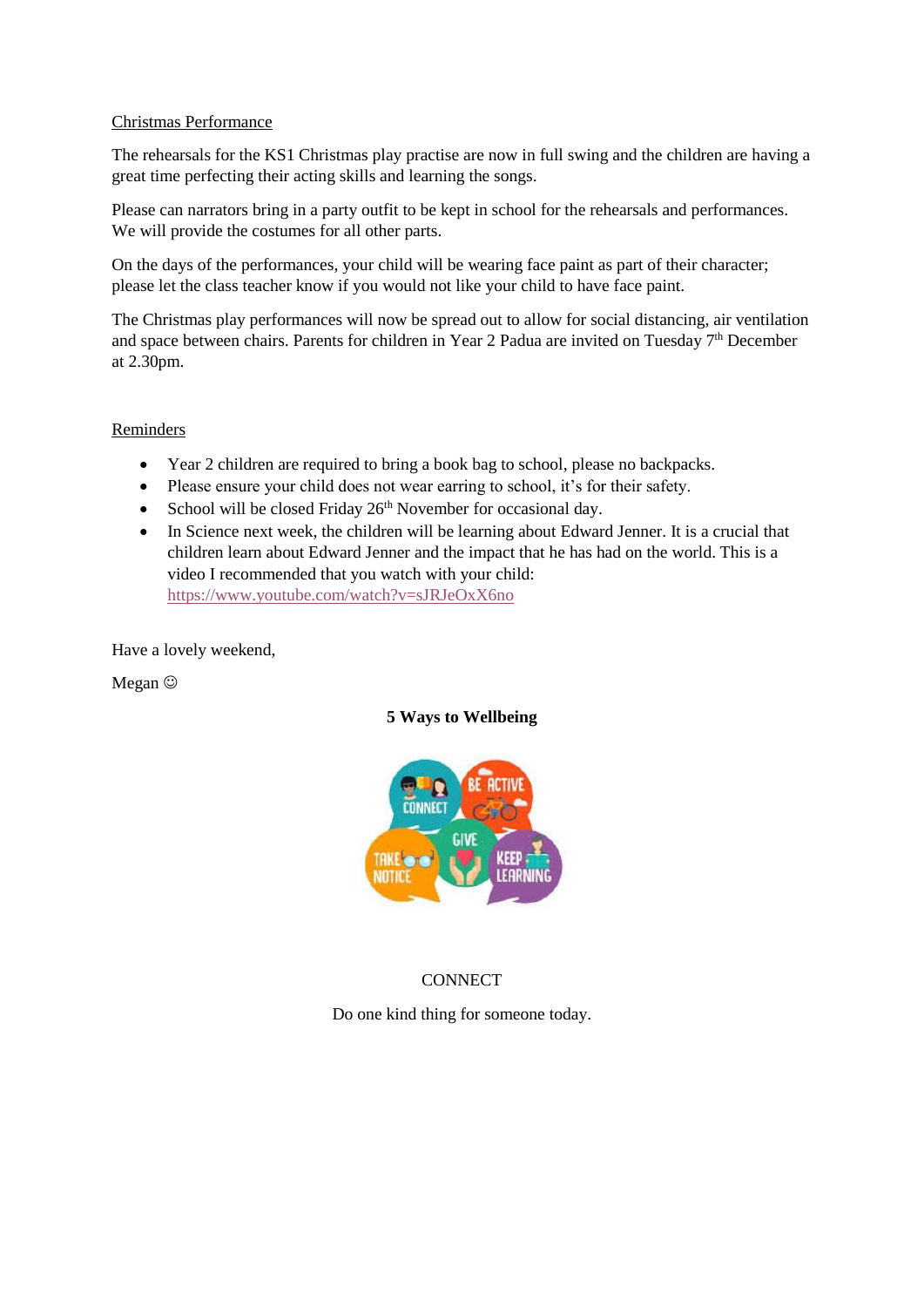Christmas Performance

The rehearsals for the KS1 Christmas play practise are now in full swing and the children are having a great time perfecting their acting skills and learning the songs.

Please can narrators bring in a party outfit to be kept in school for the rehearsals and performances. We will provide the costumes for all other parts.

On the days of the performances, your child will be wearing face paint as part of their character; please let the class teacher know if you would not like your child to have face paint.

The Christmas play performances will now be spread out to allow for social distancing, air ventilation and space between chairs. Parents for children in Year 2 Padua are invited on Tuesday 7th December at 2.30pm.

Reminders

- Year 2 children are required to bring a book bag to school, please no backpacks.
- Please ensure your child does not wear earring to school, it's for their safety.
- School will be closed Friday 26th November for occasional day.
- In Science next week, the children will be learning about Edward Jenner. It is a crucial that children learn about Edward Jenner and the impact that he has had on the world. This is a video I recommended that you watch with your child: https://www.youtube.com/watch?v=sJRJeOxX6no

Have a lovely weekend,

Megan ☺

**5 Ways to Wellbeing**

CONNECT

BE ACTIVE

GIVE

TAKE NOTICE

KEEP LEARNING

CONNECT

Do one kind thing for someone today.